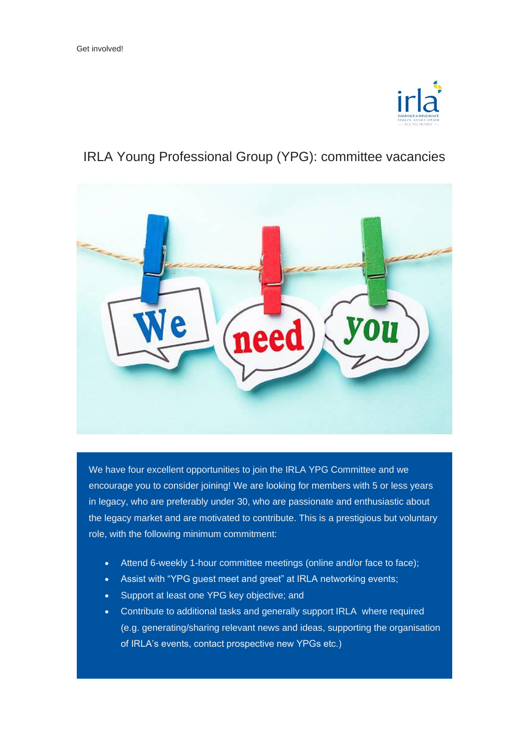Get involved!

## IRLA Young Professional Group (YPG): committee vacancies

We have four excellent opportunities to join the IRLA YPG Committee and we encourage you to consider joining! We are looking for members with 5 or less years in legacy, who are preferably under 30, who are passionate and enthusiastic about the legacy market and are motivated to contribute. This is a prestigious but voluntary role, with the following minimum commitment:

- Attend 6-weekly 1-hour committee meetings (online and/or face to face);
- Assist with "YPG guest meet and greet" at IRLA networking events;
- Support at least one YPG key objective; and
- Contribute to additional tasks and generally support IRLA where required (e.g. generating/sharing relevant news and ideas, supporting the organisation of IRLA's events, contact prospective new YPGs etc.)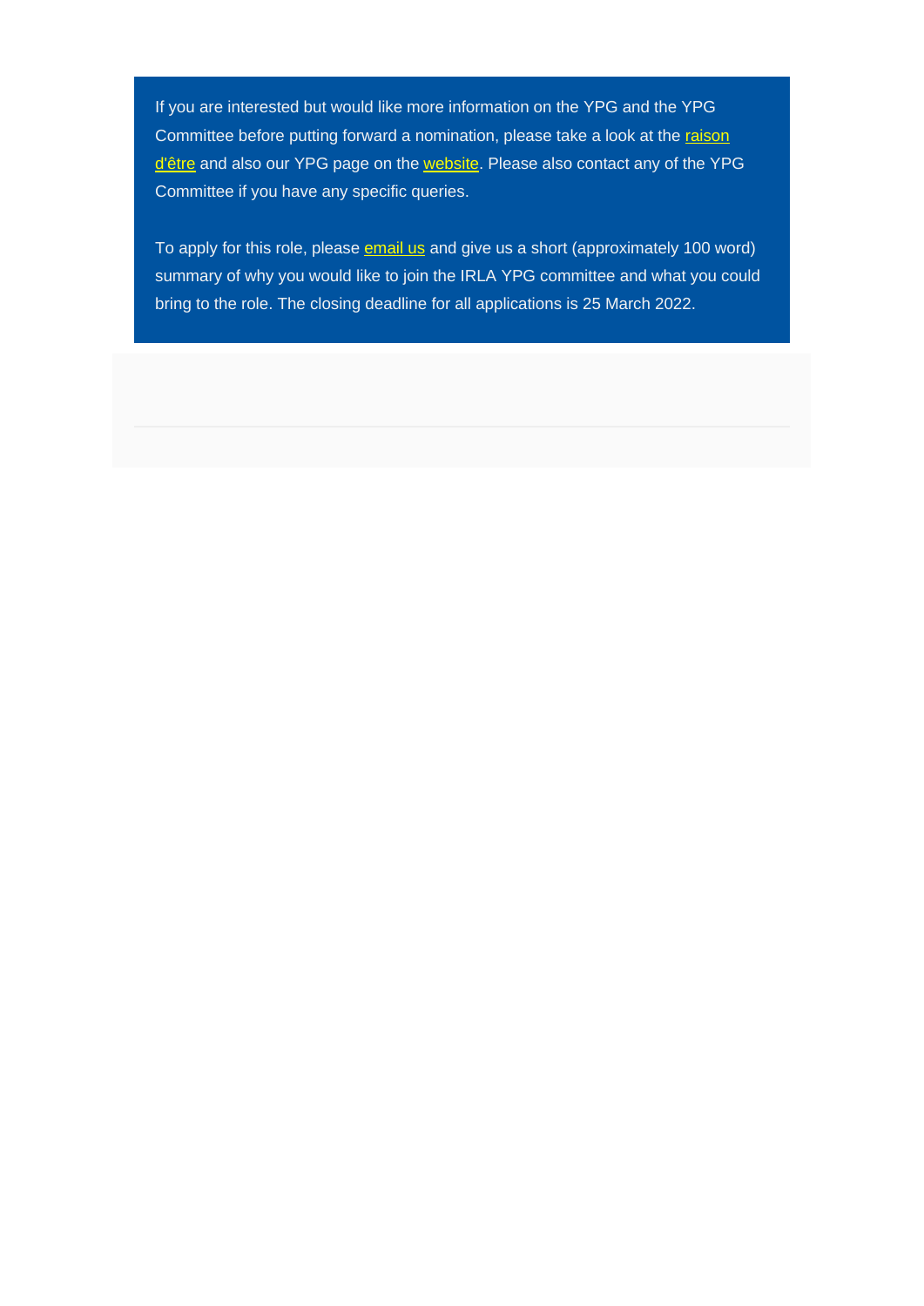If you are interested but would like more information on the YPG and the YPG Committee before putting forward a nomination, please take a look at the raison d'être and also our YPG page on the website. Please also contact any of the YPG Committee if you have any specific queries.

To apply for this role, please email us and give us a short (approximately 100 word) summary of why you would like to join the IRLA YPG committee and what you could bring to the role. The closing deadline for all applications is 25 March 2022.